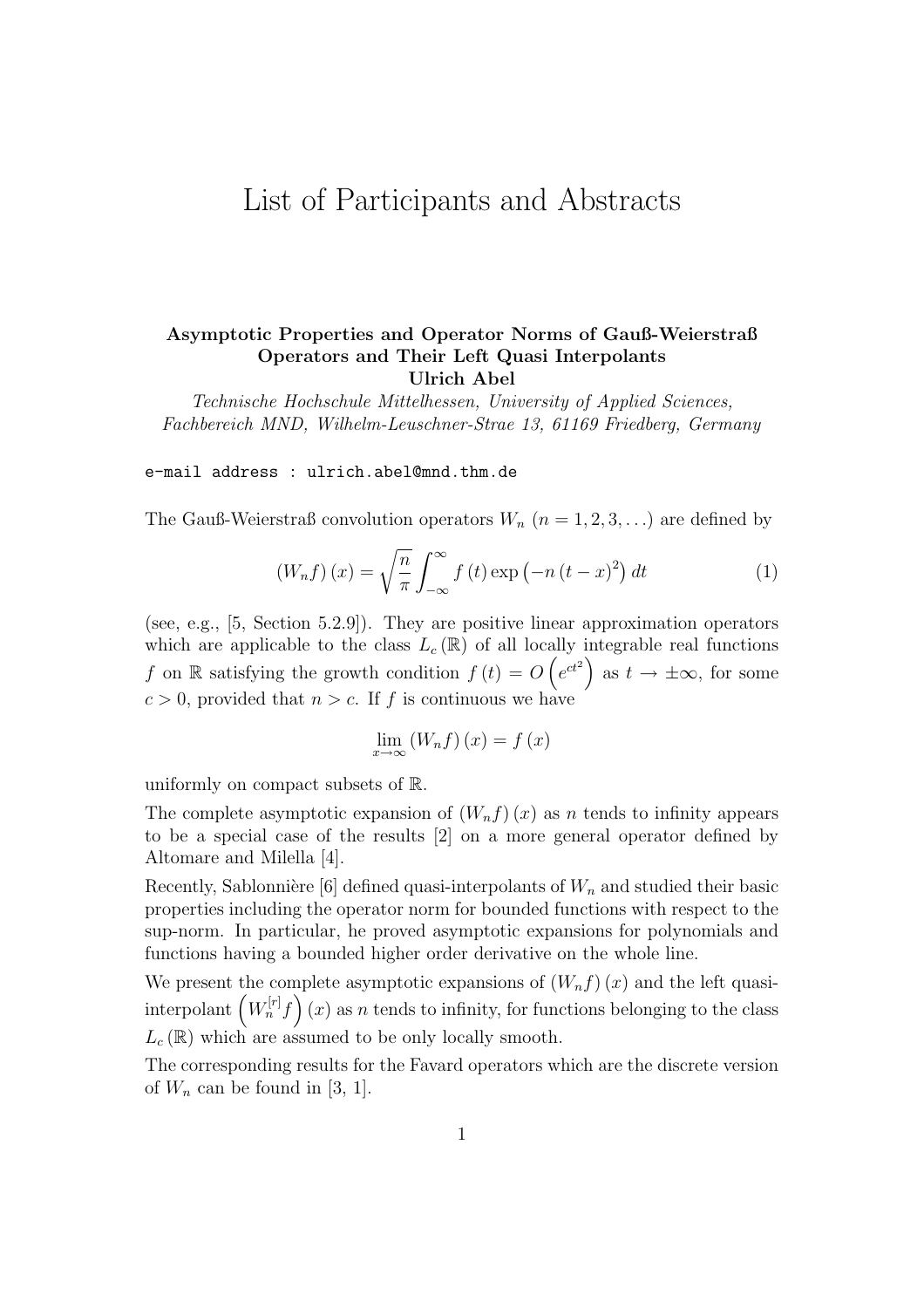# List of Participants and Abstracts

**Asymptotic Properties and Operator Norms of Gauß-Weierstraß Operators and Their Left Quasi Interpolants**
**Ulrich Abel**

*Technische Hochschule Mittelhessen, University of Applied Sciences, Fachbereich MND, Wilhelm-Leuschner-Strae 13, 61169 Friedberg, Germany*

`e-mail address : ulrich.abel@mnd.thm.de`

The Gauß-Weierstraß convolution operators $W_n$ $(n = 1, 2, 3, \ldots)$ are defined by

$$\left(W_n f\right)(x) = \sqrt{\frac{n}{\pi}} \int_{-\infty}^{\infty} f(t) \exp\left(-n(t-x)^2\right) dt \tag{1}$$

(see, e.g., [5, Section 5.2.9]). They are positive linear approximation operators which are applicable to the class $L_c(\mathbb{R})$ of all locally integrable real functions $f$ on $\mathbb{R}$ satisfying the growth condition $f(t) = O\left(e^{ct^2}\right)$ as $t \to \pm\infty$, for some $c > 0$, provided that $n > c$. If $f$ is continuous we have

$$\lim_{x\to\infty} \left(W_n f\right)(x) = f(x)$$

uniformly on compact subsets of $\mathbb{R}$.

The complete asymptotic expansion of $\left(W_n f\right)(x)$ as $n$ tends to infinity appears to be a special case of the results [2] on a more general operator defined by Altomare and Milella [4].

Recently, Sablonnière [6] defined quasi-interpolants of $W_n$ and studied their basic properties including the operator norm for bounded functions with respect to the sup-norm. In particular, he proved asymptotic expansions for polynomials and functions having a bounded higher order derivative on the whole line.

We present the complete asymptotic expansions of $\left(W_n f\right)(x)$ and the left quasi-interpolant $\left(W_n^{[r]} f\right)(x)$ as $n$ tends to infinity, for functions belonging to the class $L_c(\mathbb{R})$ which are assumed to be only locally smooth.

The corresponding results for the Favard operators which are the discrete version of $W_n$ can be found in [3, 1].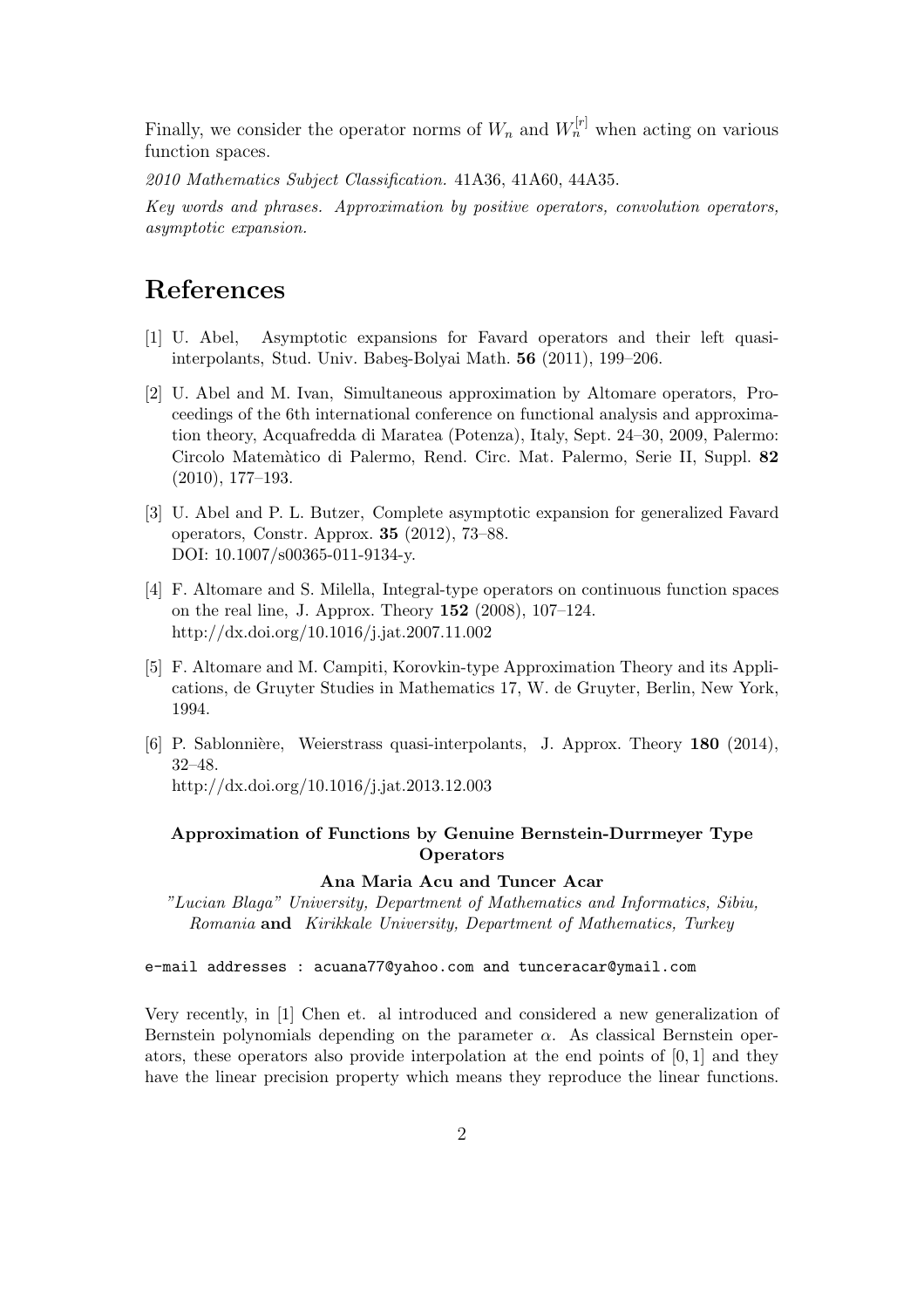Finally, we consider the operator norms of $W_n$ and $W_n^{[r]}$ when acting on various function spaces.

*2010 Mathematics Subject Classification.* 41A36, 41A60, 44A35.

*Key words and phrases. Approximation by positive operators, convolution operators, asymptotic expansion.*

# References

[1] U. Abel, Asymptotic expansions for Favard operators and their left quasi-interpolants, Stud. Univ. Babeş-Bolyai Math. **56** (2011), 199–206.

[2] U. Abel and M. Ivan, Simultaneous approximation by Altomare operators, Proceedings of the 6th international conference on functional analysis and approximation theory, Acquafredda di Maratea (Potenza), Italy, Sept. 24–30, 2009, Palermo: Circolo Matemàtico di Palermo, Rend. Circ. Mat. Palermo, Serie II, Suppl. **82** (2010), 177–193.

[3] U. Abel and P. L. Butzer, Complete asymptotic expansion for generalized Favard operators, Constr. Approx. **35** (2012), 73–88. DOI: 10.1007/s00365-011-9134-y.

[4] F. Altomare and S. Milella, Integral-type operators on continuous function spaces on the real line, J. Approx. Theory **152** (2008), 107–124. http://dx.doi.org/10.1016/j.jat.2007.11.002

[5] F. Altomare and M. Campiti, Korovkin-type Approximation Theory and its Applications, de Gruyter Studies in Mathematics 17, W. de Gruyter, Berlin, New York, 1994.

[6] P. Sablonnière, Weierstrass quasi-interpolants, J. Approx. Theory **180** (2014), 32–48. http://dx.doi.org/10.1016/j.jat.2013.12.003

### Approximation of Functions by Genuine Bernstein-Durrmeyer Type Operators

**Ana Maria Acu and Tuncer Acar**

*"Lucian Blaga" University, Department of Mathematics and Informatics, Sibiu, Romania* **and** *Kirikkale University, Department of Mathematics, Turkey*

e-mail addresses : acuana77@yahoo.com and tunceracar@ymail.com

Very recently, in [1] Chen et. al introduced and considered a new generalization of Bernstein polynomials depending on the parameter $\alpha$. As classical Bernstein operators, these operators also provide interpolation at the end points of $[0, 1]$ and they have the linear precision property which means they reproduce the linear functions.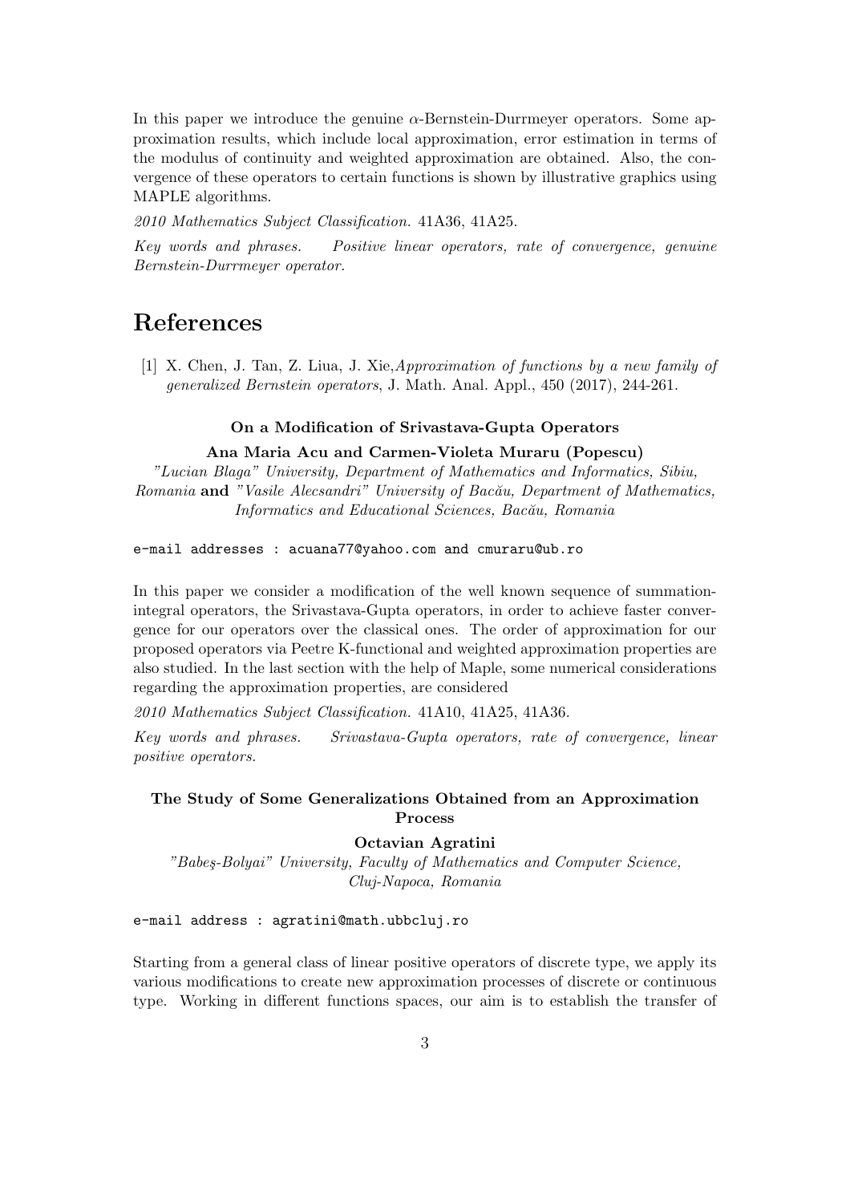In this paper we introduce the genuine $\alpha$-Bernstein-Durrmeyer operators. Some approximation results, which include local approximation, error estimation in terms of the modulus of continuity and weighted approximation are obtained. Also, the convergence of these operators to certain functions is shown by illustrative graphics using MAPLE algorithms.

*2010 Mathematics Subject Classification.* 41A36, 41A25.

*Key words and phrases.* *Positive linear operators, rate of convergence, genuine Bernstein-Durrmeyer operator.*

# References

[1] X. Chen, J. Tan, Z. Liua, J. Xie, *Approximation of functions by a new family of generalized Bernstein operators*, J. Math. Anal. Appl., 450 (2017), 244-261.

### On a Modification of Srivastava-Gupta Operators

**Ana Maria Acu and Carmen-Violeta Muraru (Popescu)**

*"Lucian Blaga" University, Department of Mathematics and Informatics, Sibiu, Romania* **and** *"Vasile Alecsandri" University of Bacău, Department of Mathematics, Informatics and Educational Sciences, Bacău, Romania*

`e-mail addresses : acuana77@yahoo.com and cmuraru@ub.ro`

In this paper we consider a modification of the well known sequence of summation-integral operators, the Srivastava-Gupta operators, in order to achieve faster convergence for our operators over the classical ones. The order of approximation for our proposed operators via Peetre K-functional and weighted approximation properties are also studied. In the last section with the help of Maple, some numerical considerations regarding the approximation properties, are considered

*2010 Mathematics Subject Classification.* 41A10, 41A25, 41A36.

*Key words and phrases.* *Srivastava-Gupta operators, rate of convergence, linear positive operators.*

### The Study of Some Generalizations Obtained from an Approximation Process

**Octavian Agratini**

*"Babeş-Bolyai" University, Faculty of Mathematics and Computer Science, Cluj-Napoca, Romania*

`e-mail address : agratini@math.ubbcluj.ro`

Starting from a general class of linear positive operators of discrete type, we apply its various modifications to create new approximation processes of discrete or continuous type. Working in different functions spaces, our aim is to establish the transfer of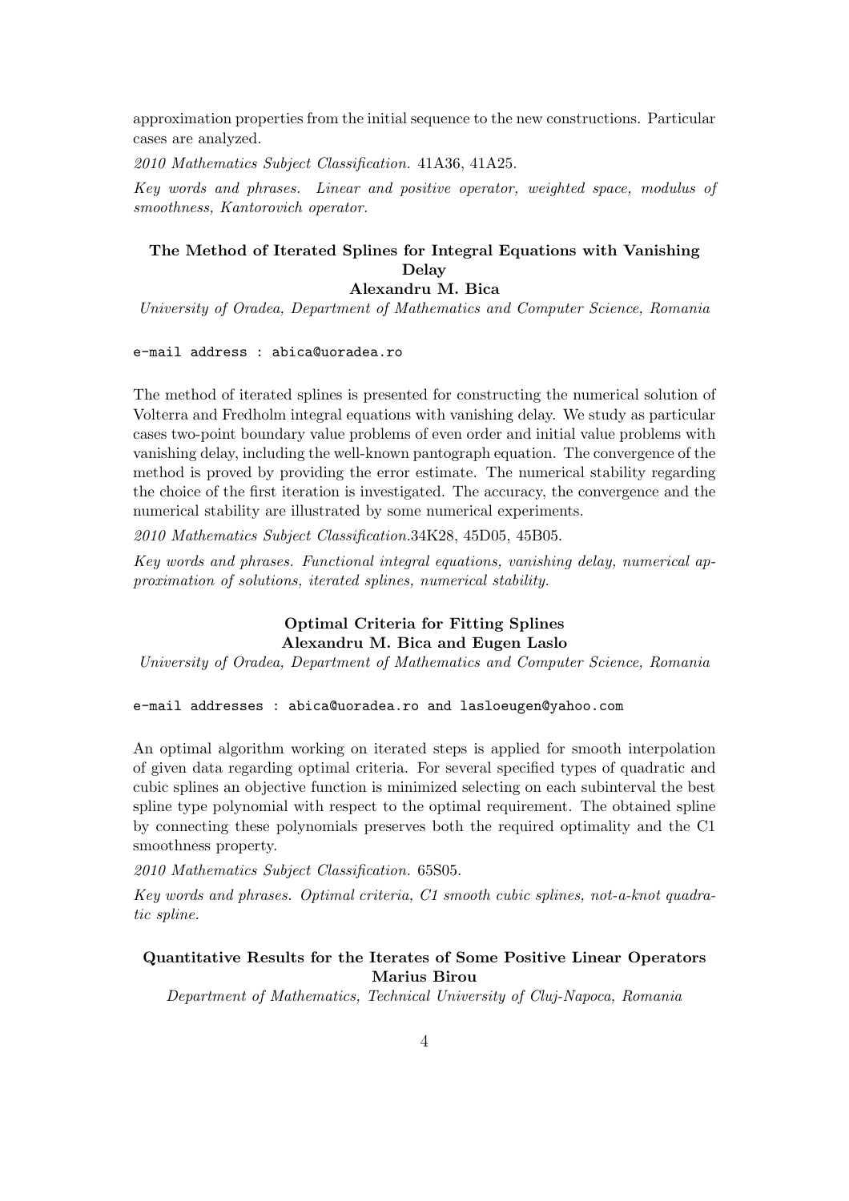approximation properties from the initial sequence to the new constructions. Particular cases are analyzed.

*2010 Mathematics Subject Classification.* 41A36, 41A25.

*Key words and phrases. Linear and positive operator, weighted space, modulus of smoothness, Kantorovich operator.*

### The Method of Iterated Splines for Integral Equations with Vanishing Delay

**Alexandru M. Bica**

*University of Oradea, Department of Mathematics and Computer Science, Romania*

`e-mail address : abica@uoradea.ro`

The method of iterated splines is presented for constructing the numerical solution of Volterra and Fredholm integral equations with vanishing delay. We study as particular cases two-point boundary value problems of even order and initial value problems with vanishing delay, including the well-known pantograph equation. The convergence of the method is proved by providing the error estimate. The numerical stability regarding the choice of the first iteration is investigated. The accuracy, the convergence and the numerical stability are illustrated by some numerical experiments.

*2010 Mathematics Subject Classification.*34K28, 45D05, 45B05.

*Key words and phrases. Functional integral equations, vanishing delay, numerical approximation of solutions, iterated splines, numerical stability.*

### Optimal Criteria for Fitting Splines

**Alexandru M. Bica and Eugen Laslo**

*University of Oradea, Department of Mathematics and Computer Science, Romania*

`e-mail addresses : abica@uoradea.ro and lasloeugen@yahoo.com`

An optimal algorithm working on iterated steps is applied for smooth interpolation of given data regarding optimal criteria. For several specified types of quadratic and cubic splines an objective function is minimized selecting on each subinterval the best spline type polynomial with respect to the optimal requirement. The obtained spline by connecting these polynomials preserves both the required optimality and the C1 smoothness property.

*2010 Mathematics Subject Classification.* 65S05.

*Key words and phrases. Optimal criteria, C1 smooth cubic splines, not-a-knot quadratic spline.*

### Quantitative Results for the Iterates of Some Positive Linear Operators

**Marius Birou**

*Department of Mathematics, Technical University of Cluj-Napoca, Romania*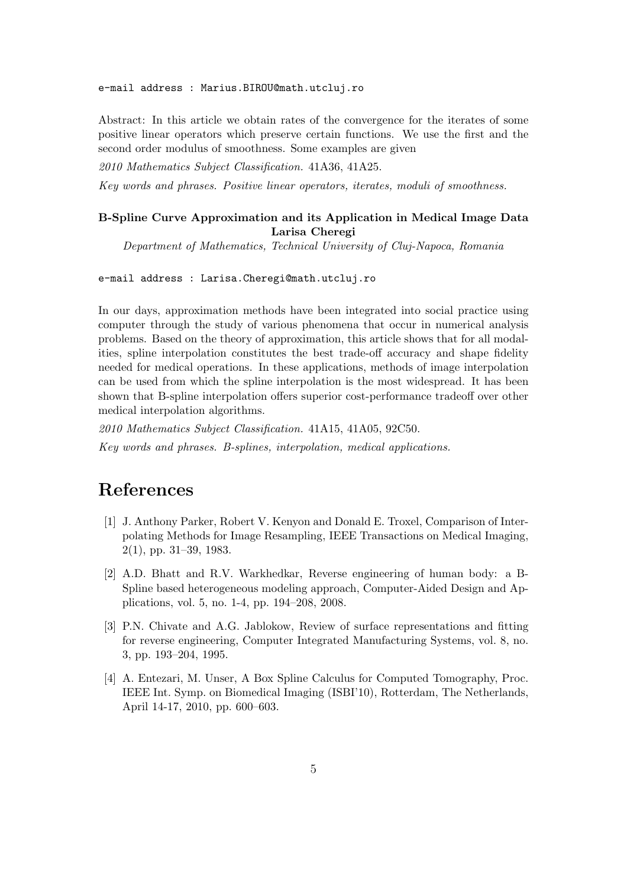e-mail address : Marius.BIROU@math.utcluj.ro

Abstract: In this article we obtain rates of the convergence for the iterates of some positive linear operators which preserve certain functions. We use the first and the second order modulus of smoothness. Some examples are given

*2010 Mathematics Subject Classification.* 41A36, 41A25.

*Key words and phrases. Positive linear operators, iterates, moduli of smoothness.*

**B-Spline Curve Approximation and its Application in Medical Image Data**
**Larisa Cheregi**

*Department of Mathematics, Technical University of Cluj-Napoca, Romania*

e-mail address : Larisa.Cheregi@math.utcluj.ro

In our days, approximation methods have been integrated into social practice using computer through the study of various phenomena that occur in numerical analysis problems. Based on the theory of approximation, this article shows that for all modalities, spline interpolation constitutes the best trade-off accuracy and shape fidelity needed for medical operations. In these applications, methods of image interpolation can be used from which the spline interpolation is the most widespread. It has been shown that B-spline interpolation offers superior cost-performance tradeoff over other medical interpolation algorithms.

*2010 Mathematics Subject Classification.* 41A15, 41A05, 92C50.

*Key words and phrases. B-splines, interpolation, medical applications.*

# References

[1] J. Anthony Parker, Robert V. Kenyon and Donald E. Troxel, Comparison of Interpolating Methods for Image Resampling, IEEE Transactions on Medical Imaging, 2(1), pp. 31–39, 1983.

[2] A.D. Bhatt and R.V. Warkhedkar, Reverse engineering of human body: a B-Spline based heterogeneous modeling approach, Computer-Aided Design and Applications, vol. 5, no. 1-4, pp. 194–208, 2008.

[3] P.N. Chivate and A.G. Jablokow, Review of surface representations and fitting for reverse engineering, Computer Integrated Manufacturing Systems, vol. 8, no. 3, pp. 193–204, 1995.

[4] A. Entezari, M. Unser, A Box Spline Calculus for Computed Tomography, Proc. IEEE Int. Symp. on Biomedical Imaging (ISBI'10), Rotterdam, The Netherlands, April 14-17, 2010, pp. 600–603.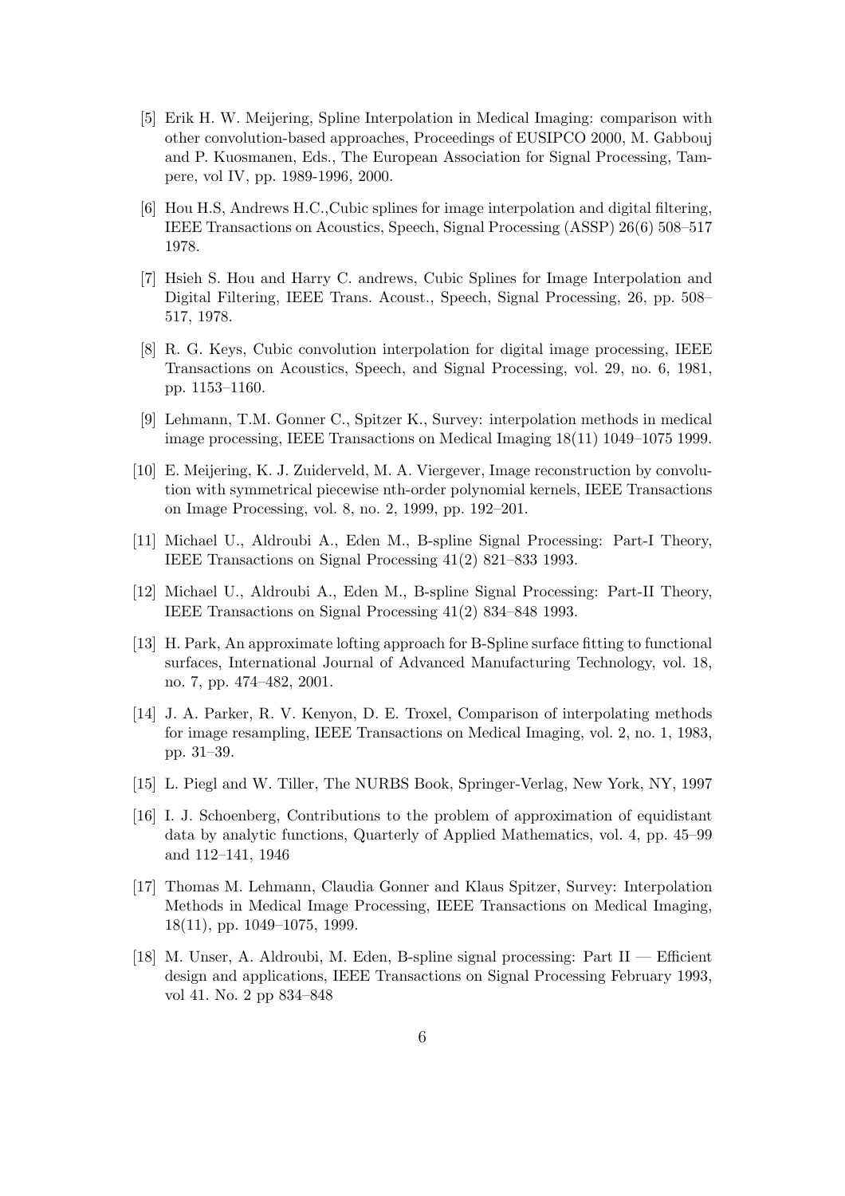[5] Erik H. W. Meijering, Spline Interpolation in Medical Imaging: comparison with other convolution-based approaches, Proceedings of EUSIPCO 2000, M. Gabbouj and P. Kuosmanen, Eds., The European Association for Signal Processing, Tampere, vol IV, pp. 1989-1996, 2000.

[6] Hou H.S, Andrews H.C.,Cubic splines for image interpolation and digital filtering, IEEE Transactions on Acoustics, Speech, Signal Processing (ASSP) 26(6) 508–517 1978.

[7] Hsieh S. Hou and Harry C. andrews, Cubic Splines for Image Interpolation and Digital Filtering, IEEE Trans. Acoust., Speech, Signal Processing, 26, pp. 508–517, 1978.

[8] R. G. Keys, Cubic convolution interpolation for digital image processing, IEEE Transactions on Acoustics, Speech, and Signal Processing, vol. 29, no. 6, 1981, pp. 1153–1160.

[9] Lehmann, T.M. Gonner C., Spitzer K., Survey: interpolation methods in medical image processing, IEEE Transactions on Medical Imaging 18(11) 1049–1075 1999.

[10] E. Meijering, K. J. Zuiderveld, M. A. Viergever, Image reconstruction by convolution with symmetrical piecewise nth-order polynomial kernels, IEEE Transactions on Image Processing, vol. 8, no. 2, 1999, pp. 192–201.

[11] Michael U., Aldroubi A., Eden M., B-spline Signal Processing: Part-I Theory, IEEE Transactions on Signal Processing 41(2) 821–833 1993.

[12] Michael U., Aldroubi A., Eden M., B-spline Signal Processing: Part-II Theory, IEEE Transactions on Signal Processing 41(2) 834–848 1993.

[13] H. Park, An approximate lofting approach for B-Spline surface fitting to functional surfaces, International Journal of Advanced Manufacturing Technology, vol. 18, no. 7, pp. 474–482, 2001.

[14] J. A. Parker, R. V. Kenyon, D. E. Troxel, Comparison of interpolating methods for image resampling, IEEE Transactions on Medical Imaging, vol. 2, no. 1, 1983, pp. 31–39.

[15] L. Piegl and W. Tiller, The NURBS Book, Springer-Verlag, New York, NY, 1997

[16] I. J. Schoenberg, Contributions to the problem of approximation of equidistant data by analytic functions, Quarterly of Applied Mathematics, vol. 4, pp. 45–99 and 112–141, 1946

[17] Thomas M. Lehmann, Claudia Gonner and Klaus Spitzer, Survey: Interpolation Methods in Medical Image Processing, IEEE Transactions on Medical Imaging, 18(11), pp. 1049–1075, 1999.

[18] M. Unser, A. Aldroubi, M. Eden, B-spline signal processing: Part II — Efficient design and applications, IEEE Transactions on Signal Processing February 1993, vol 41. No. 2 pp 834–848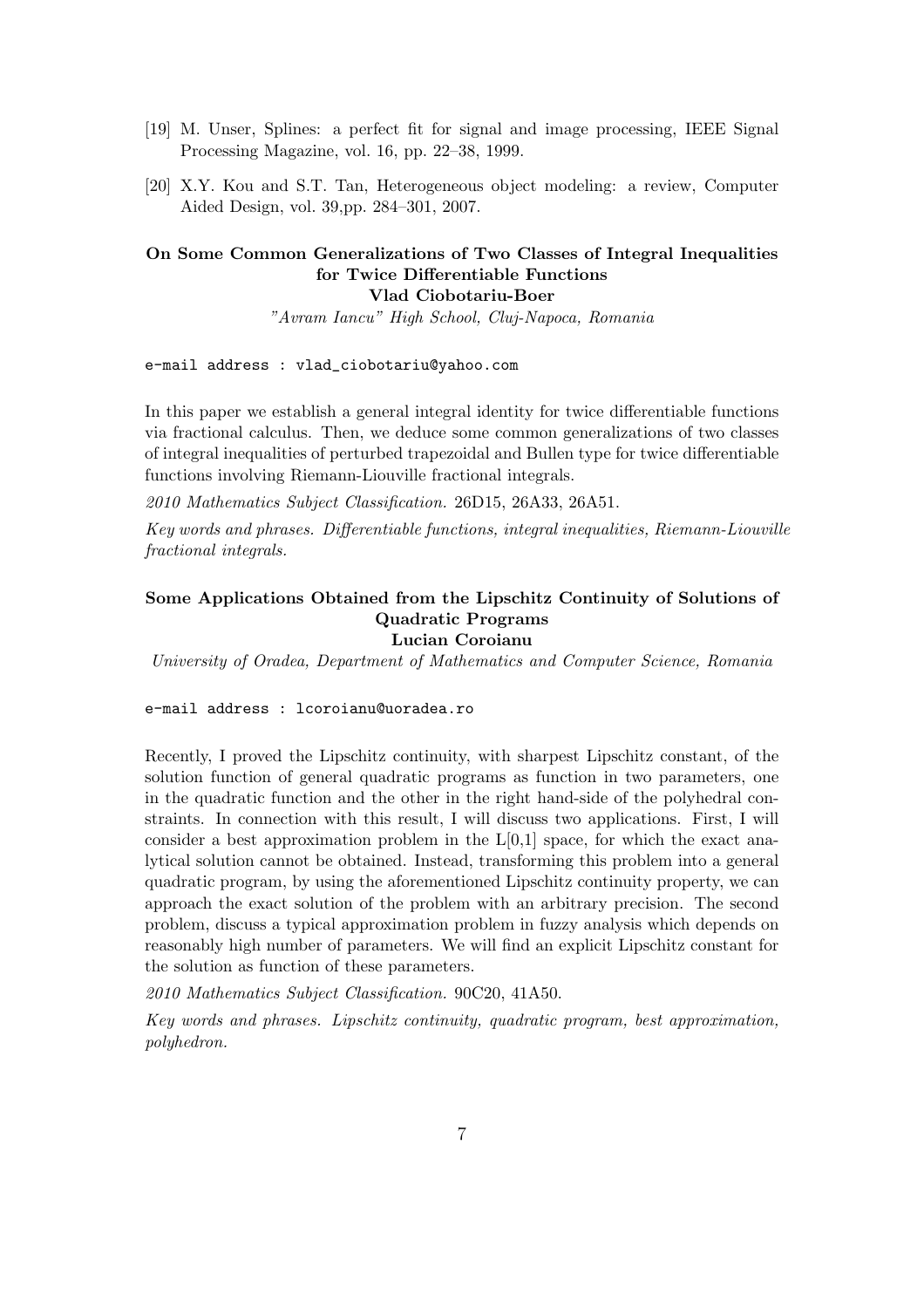[19] M. Unser, Splines: a perfect fit for signal and image processing, IEEE Signal Processing Magazine, vol. 16, pp. 22–38, 1999.

[20] X.Y. Kou and S.T. Tan, Heterogeneous object modeling: a review, Computer Aided Design, vol. 39,pp. 284–301, 2007.

### On Some Common Generalizations of Two Classes of Integral Inequalities for Twice Differentiable Functions

**Vlad Ciobotariu-Boer**

*"Avram Iancu" High School, Cluj-Napoca, Romania*

e-mail address : vlad_ciobotariu@yahoo.com

In this paper we establish a general integral identity for twice differentiable functions via fractional calculus. Then, we deduce some common generalizations of two classes of integral inequalities of perturbed trapezoidal and Bullen type for twice differentiable functions involving Riemann-Liouville fractional integrals.

*2010 Mathematics Subject Classification.* 26D15, 26A33, 26A51.

*Key words and phrases. Differentiable functions, integral inequalities, Riemann-Liouville fractional integrals.*

### Some Applications Obtained from the Lipschitz Continuity of Solutions of Quadratic Programs

**Lucian Coroianu**

*University of Oradea, Department of Mathematics and Computer Science, Romania*

e-mail address : lcoroianu@uoradea.ro

Recently, I proved the Lipschitz continuity, with sharpest Lipschitz constant, of the solution function of general quadratic programs as function in two parameters, one in the quadratic function and the other in the right hand-side of the polyhedral constraints. In connection with this result, I will discuss two applications. First, I will consider a best approximation problem in the L[0,1] space, for which the exact analytical solution cannot be obtained. Instead, transforming this problem into a general quadratic program, by using the aforementioned Lipschitz continuity property, we can approach the exact solution of the problem with an arbitrary precision. The second problem, discuss a typical approximation problem in fuzzy analysis which depends on reasonably high number of parameters. We will find an explicit Lipschitz constant for the solution as function of these parameters.

*2010 Mathematics Subject Classification.* 90C20, 41A50.

*Key words and phrases. Lipschitz continuity, quadratic program, best approximation, polyhedron.*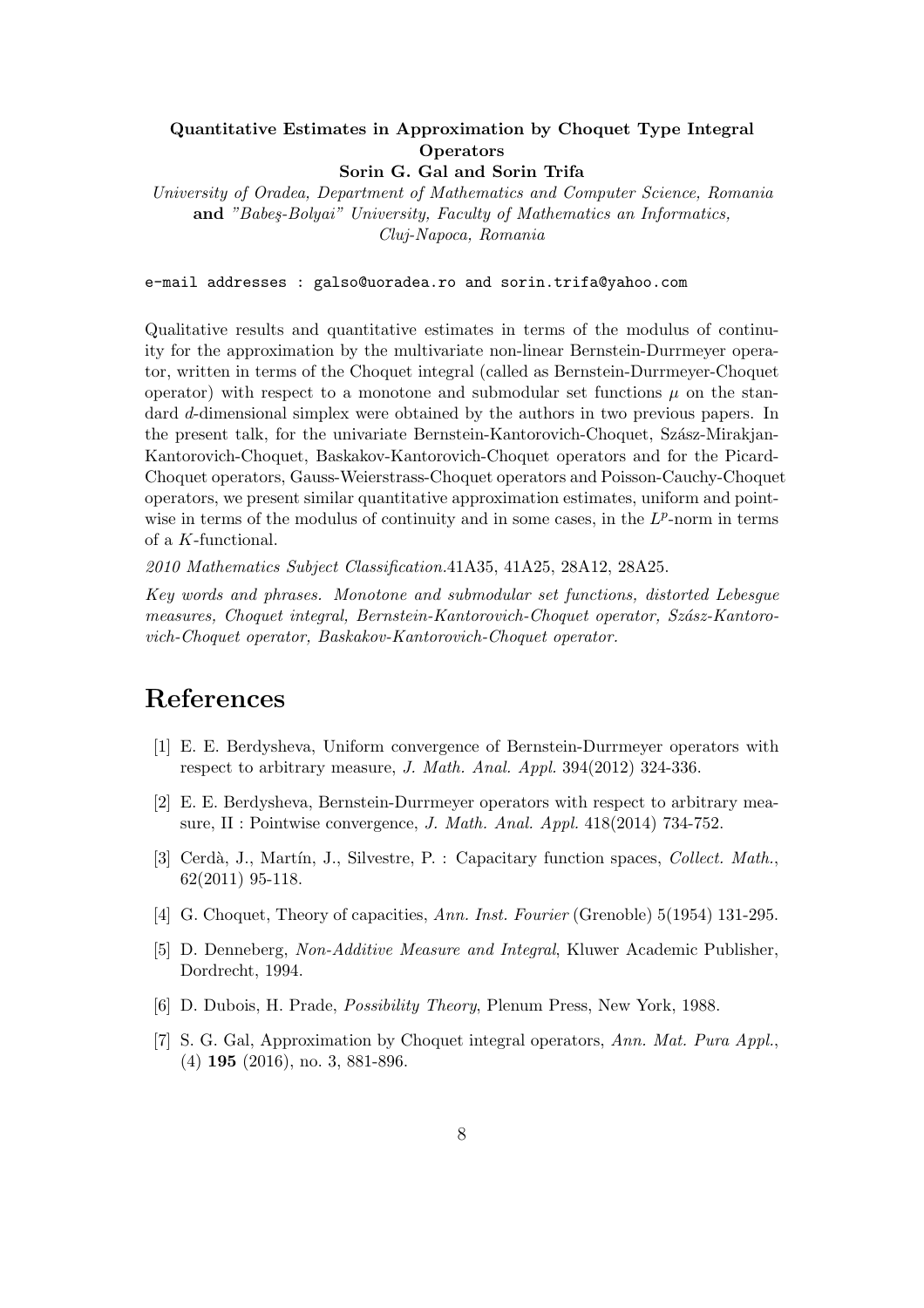**Quantitative Estimates in Approximation by Choquet Type Integral Operators**
**Sorin G. Gal and Sorin Trifa**

*University of Oradea, Department of Mathematics and Computer Science, Romania* **and** *"Babeş-Bolyai" University, Faculty of Mathematics an Informatics, Cluj-Napoca, Romania*

e-mail addresses : galso@uoradea.ro and sorin.trifa@yahoo.com

Qualitative results and quantitative estimates in terms of the modulus of continuity for the approximation by the multivariate non-linear Bernstein-Durrmeyer operator, written in terms of the Choquet integral (called as Bernstein-Durrmeyer-Choquet operator) with respect to a monotone and submodular set functions $\mu$ on the standard $d$-dimensional simplex were obtained by the authors in two previous papers. In the present talk, for the univariate Bernstein-Kantorovich-Choquet, Szász-Mirakjan-Kantorovich-Choquet, Baskakov-Kantorovich-Choquet operators and for the Picard-Choquet operators, Gauss-Weierstrass-Choquet operators and Poisson-Cauchy-Choquet operators, we present similar quantitative approximation estimates, uniform and pointwise in terms of the modulus of continuity and in some cases, in the $L^p$-norm in terms of a $K$-functional.

*2010 Mathematics Subject Classification.*41A35, 41A25, 28A12, 28A25.

*Key words and phrases. Monotone and submodular set functions, distorted Lebesgue measures, Choquet integral, Bernstein-Kantorovich-Choquet operator, Szász-Kantorovich-Choquet operator, Baskakov-Kantorovich-Choquet operator.*

# References

[1] E. E. Berdysheva, Uniform convergence of Bernstein-Durrmeyer operators with respect to arbitrary measure, *J. Math. Anal. Appl.* 394(2012) 324-336.

[2] E. E. Berdysheva, Bernstein-Durrmeyer operators with respect to arbitrary measure, II : Pointwise convergence, *J. Math. Anal. Appl.* 418(2014) 734-752.

[3] Cerdà, J., Martín, J., Silvestre, P. : Capacitary function spaces, *Collect. Math.*, 62(2011) 95-118.

[4] G. Choquet, Theory of capacities, *Ann. Inst. Fourier* (Grenoble) 5(1954) 131-295.

[5] D. Denneberg, *Non-Additive Measure and Integral*, Kluwer Academic Publisher, Dordrecht, 1994.

[6] D. Dubois, H. Prade, *Possibility Theory*, Plenum Press, New York, 1988.

[7] S. G. Gal, Approximation by Choquet integral operators, *Ann. Mat. Pura Appl.*, (4) **195** (2016), no. 3, 881-896.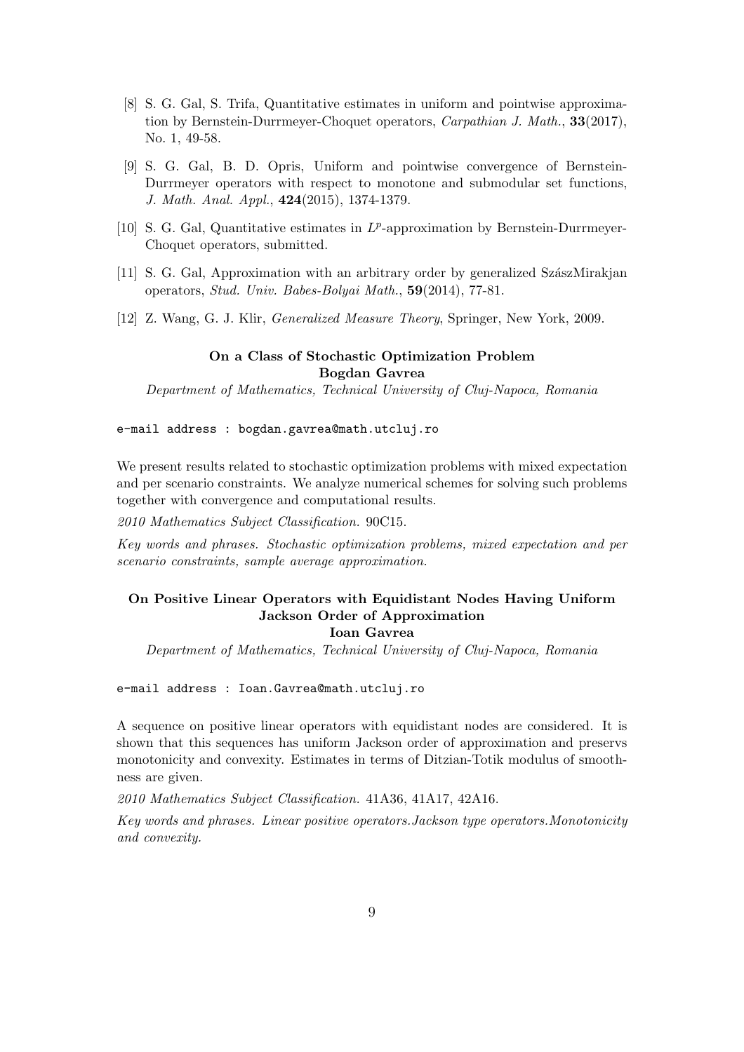[8] S. G. Gal, S. Trifa, Quantitative estimates in uniform and pointwise approximation by Bernstein-Durrmeyer-Choquet operators, *Carpathian J. Math.*, **33**(2017), No. 1, 49-58.

[9] S. G. Gal, B. D. Opris, Uniform and pointwise convergence of Bernstein-Durrmeyer operators with respect to monotone and submodular set functions, *J. Math. Anal. Appl.*, **424**(2015), 1374-1379.

[10] S. G. Gal, Quantitative estimates in $L^p$-approximation by Bernstein-Durrmeyer-Choquet operators, submitted.

[11] S. G. Gal, Approximation with an arbitrary order by generalized SzászMirakjan operators, *Stud. Univ. Babes-Bolyai Math.*, **59**(2014), 77-81.

[12] Z. Wang, G. J. Klir, *Generalized Measure Theory*, Springer, New York, 2009.

## On a Class of Stochastic Optimization Problem

**Bogdan Gavrea**

*Department of Mathematics, Technical University of Cluj-Napoca, Romania*

e-mail address : bogdan.gavrea@math.utcluj.ro

We present results related to stochastic optimization problems with mixed expectation and per scenario constraints. We analyze numerical schemes for solving such problems together with convergence and computational results.

*2010 Mathematics Subject Classification.* 90C15.

*Key words and phrases. Stochastic optimization problems, mixed expectation and per scenario constraints, sample average approximation.*

## On Positive Linear Operators with Equidistant Nodes Having Uniform Jackson Order of Approximation

**Ioan Gavrea**

*Department of Mathematics, Technical University of Cluj-Napoca, Romania*

e-mail address : Ioan.Gavrea@math.utcluj.ro

A sequence on positive linear operators with equidistant nodes are considered. It is shown that this sequences has uniform Jackson order of approximation and preservs monotonicity and convexity. Estimates in terms of Ditzian-Totik modulus of smoothness are given.

*2010 Mathematics Subject Classification.* 41A36, 41A17, 42A16.

*Key words and phrases. Linear positive operators.Jackson type operators.Monotonicity and convexity.*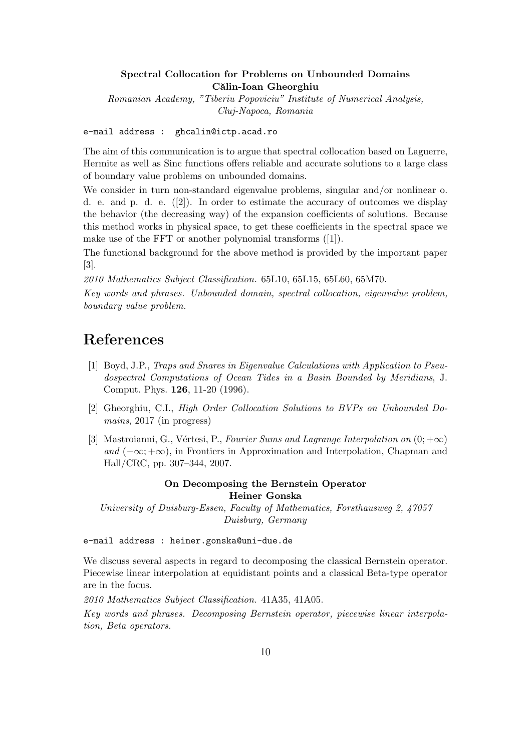**Spectral Collocation for Problems on Unbounded Domains**
**Călin-Ioan Gheorghiu**

*Romanian Academy, "Tiberiu Popoviciu" Institute of Numerical Analysis, Cluj-Napoca, Romania*

e-mail address : ghcalin@ictp.acad.ro

The aim of this communication is to argue that spectral collocation based on Laguerre, Hermite as well as Sinc functions offers reliable and accurate solutions to a large class of boundary value problems on unbounded domains.

We consider in turn non-standard eigenvalue problems, singular and/or nonlinear o. d. e. and p. d. e. ([2]). In order to estimate the accuracy of outcomes we display the behavior (the decreasing way) of the expansion coefficients of solutions. Because this method works in physical space, to get these coefficients in the spectral space we make use of the FFT or another polynomial transforms ([1]).

The functional background for the above method is provided by the important paper [3].

*2010 Mathematics Subject Classification.* 65L10, 65L15, 65L60, 65M70.

*Key words and phrases. Unbounded domain, spectral collocation, eigenvalue problem, boundary value problem.*

# References

[1] Boyd, J.P., *Traps and Snares in Eigenvalue Calculations with Application to Pseudospectral Computations of Ocean Tides in a Basin Bounded by Meridians*, J. Comput. Phys. **126**, 11-20 (1996).

[2] Gheorghiu, C.I., *High Order Collocation Solutions to BVPs on Unbounded Domains*, 2017 (in progress)

[3] Mastroianni, G., Vértesi, P., *Fourier Sums and Lagrange Interpolation on* $(0;+\infty)$ *and* $(-\infty;+\infty)$, in Frontiers in Approximation and Interpolation, Chapman and Hall/CRC, pp. 307–344, 2007.

**On Decomposing the Bernstein Operator**
**Heiner Gonska**

*University of Duisburg-Essen, Faculty of Mathematics, Forsthausweg 2, 47057 Duisburg, Germany*

e-mail address : heiner.gonska@uni-due.de

We discuss several aspects in regard to decomposing the classical Bernstein operator. Piecewise linear interpolation at equidistant points and a classical Beta-type operator are in the focus.

*2010 Mathematics Subject Classification.* 41A35, 41A05.

*Key words and phrases. Decomposing Bernstein operator, piecewise linear interpolation, Beta operators.*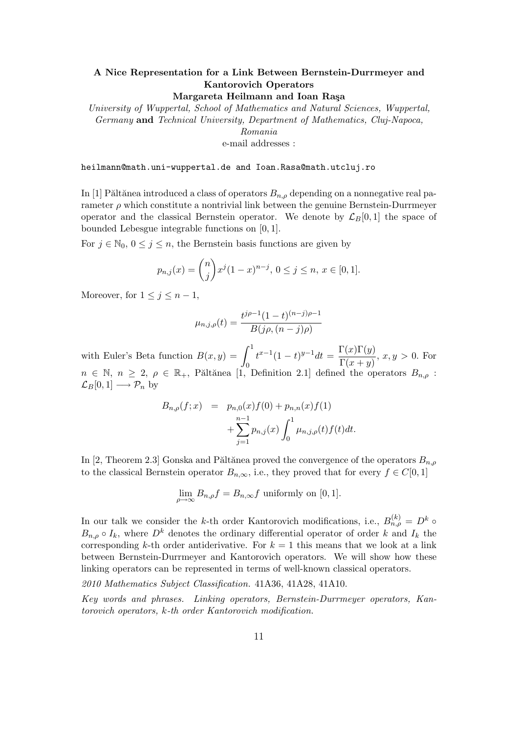**A Nice Representation for a Link Between Bernstein-Durrmeyer and Kantorovich Operators**

**Margareta Heilmann and Ioan Raşa**

*University of Wuppertal, School of Mathematics and Natural Sciences, Wuppertal, Germany* **and** *Technical University, Department of Mathematics, Cluj-Napoca, Romania*

e-mail addresses :

heilmann@math.uni-wuppertal.de and Ioan.Rasa@math.utcluj.ro

In [1] Păltănea introduced a class of operators $B_{n,\rho}$ depending on a nonnegative real parameter $\rho$ which constitute a nontrivial link between the genuine Bernstein-Durrmeyer operator and the classical Bernstein operator. We denote by $\mathcal{L}_B[0,1]$ the space of bounded Lebesgue integrable functions on $[0,1]$.

For $j \in \mathbb{N}_0$, $0 \le j \le n$, the Bernstein basis functions are given by

$$p_{n,j}(x) = \binom{n}{j} x^j (1-x)^{n-j},\ 0 \le j \le n,\ x \in [0,1].$$

Moreover, for $1 \le j \le n-1$,

$$\mu_{n,j,\rho}(t) = \frac{t^{j\rho-1}(1-t)^{(n-j)\rho-1}}{B(j\rho,(n-j)\rho)}$$

with Euler's Beta function $B(x,y) = \displaystyle\int_0^1 t^{x-1}(1-t)^{y-1}dt = \frac{\Gamma(x)\Gamma(y)}{\Gamma(x+y)}$, $x, y > 0$. For $n \in \mathbb{N}$, $n \ge 2$, $\rho \in \mathbb{R}_+$, Păltănea [1, Definition 2.1] defined the operators $B_{n,\rho} : \mathcal{L}_B[0,1] \longrightarrow \mathcal{P}_n$ by

$$\begin{aligned} B_{n,\rho}(f;x) &= p_{n,0}(x)f(0) + p_{n,n}(x)f(1) \\ &\quad + \sum_{j=1}^{n-1} p_{n,j}(x) \int_0^1 \mu_{n,j,\rho}(t) f(t)dt. \end{aligned}$$

In [2, Theorem 2.3] Gonska and Păltănea proved the convergence of the operators $B_{n,\rho}$ to the classical Bernstein operator $B_{n,\infty}$, i.e., they proved that for every $f \in C[0,1]$

$$\lim_{\rho\to\infty} B_{n,\rho} f = B_{n,\infty} f \text{ uniformly on } [0,1].$$

In our talk we consider the $k$-th order Kantorovich modifications, i.e., $B_{n,\rho}^{(k)} = D^k \circ B_{n,\rho} \circ I_k$, where $D^k$ denotes the ordinary differential operator of order $k$ and $I_k$ the corresponding $k$-th order antiderivative. For $k = 1$ this means that we look at a link between Bernstein-Durrmeyer and Kantorovich operators. We will show how these linking operators can be represented in terms of well-known classical operators.

*2010 Mathematics Subject Classification.* 41A36, 41A28, 41A10.

*Key words and phrases. Linking operators, Bernstein-Durrmeyer operators, Kantorovich operators, k-th order Kantorovich modification.*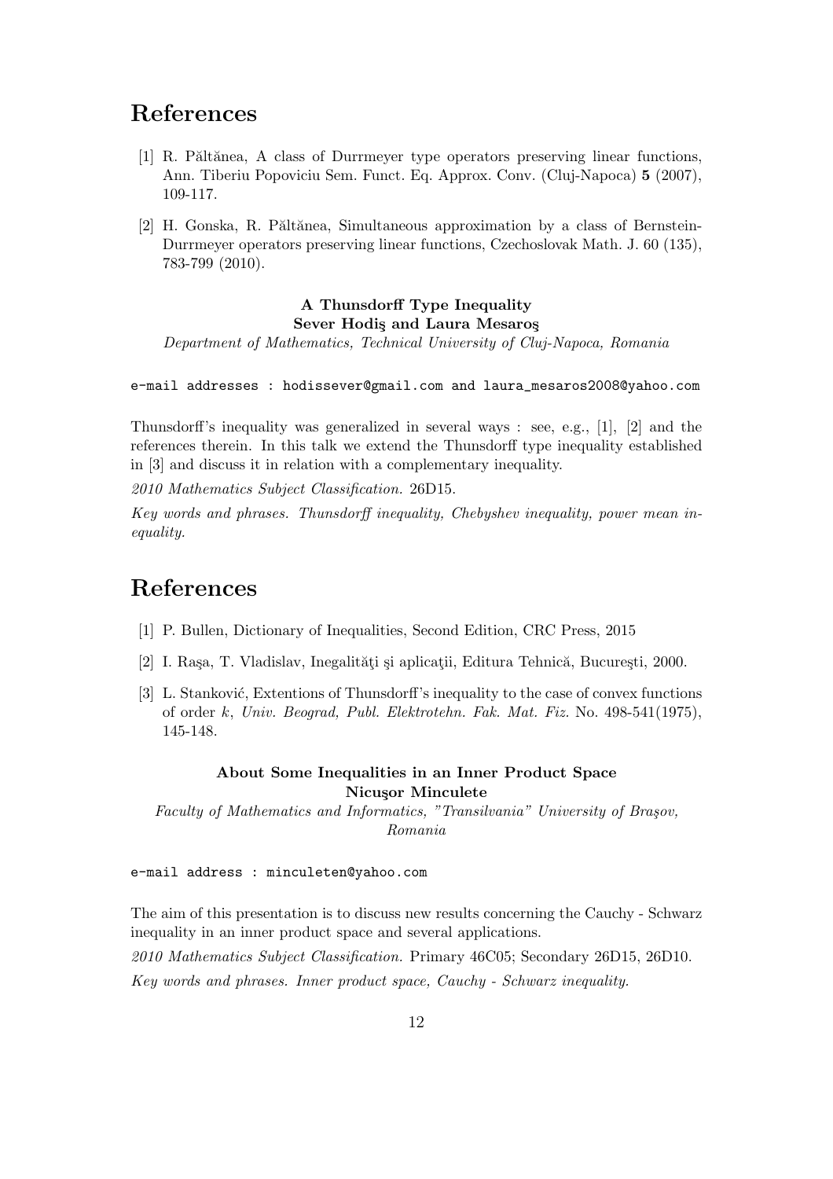## References

[1] R. Păltănea, A class of Durrmeyer type operators preserving linear functions, Ann. Tiberiu Popoviciu Sem. Funct. Eq. Approx. Conv. (Cluj-Napoca) **5** (2007), 109-117.

[2] H. Gonska, R. Păltănea, Simultaneous approximation by a class of Bernstein-Durrmeyer operators preserving linear functions, Czechoslovak Math. J. 60 (135), 783-799 (2010).

### A Thunsdorff Type Inequality
**Sever Hodiş and Laura Mesaroş**

*Department of Mathematics, Technical University of Cluj-Napoca, Romania*

e-mail addresses : hodissever@gmail.com and laura_mesaros2008@yahoo.com

Thunsdorff's inequality was generalized in several ways : see, e.g., [1], [2] and the references therein. In this talk we extend the Thunsdorff type inequality established in [3] and discuss it in relation with a complementary inequality.

*2010 Mathematics Subject Classification.* 26D15.

*Key words and phrases. Thunsdorff inequality, Chebyshev inequality, power mean inequality.*

## References

[1] P. Bullen, Dictionary of Inequalities, Second Edition, CRC Press, 2015

[2] I. Raşa, T. Vladislav, Inegalităţi şi aplicaţii, Editura Tehnică, Bucureşti, 2000.

[3] L. Stanković, Extentions of Thunsdorff's inequality to the case of convex functions of order $k$, *Univ. Beograd, Publ. Elektrotehn. Fak. Mat. Fiz.* No. 498-541(1975), 145-148.

### About Some Inequalities in an Inner Product Space
**Nicuşor Minculete**

*Faculty of Mathematics and Informatics, "Transilvania" University of Braşov, Romania*

e-mail address : minculeten@yahoo.com

The aim of this presentation is to discuss new results concerning the Cauchy - Schwarz inequality in an inner product space and several applications.

*2010 Mathematics Subject Classification.* Primary 46C05; Secondary 26D15, 26D10.

*Key words and phrases. Inner product space, Cauchy - Schwarz inequality.*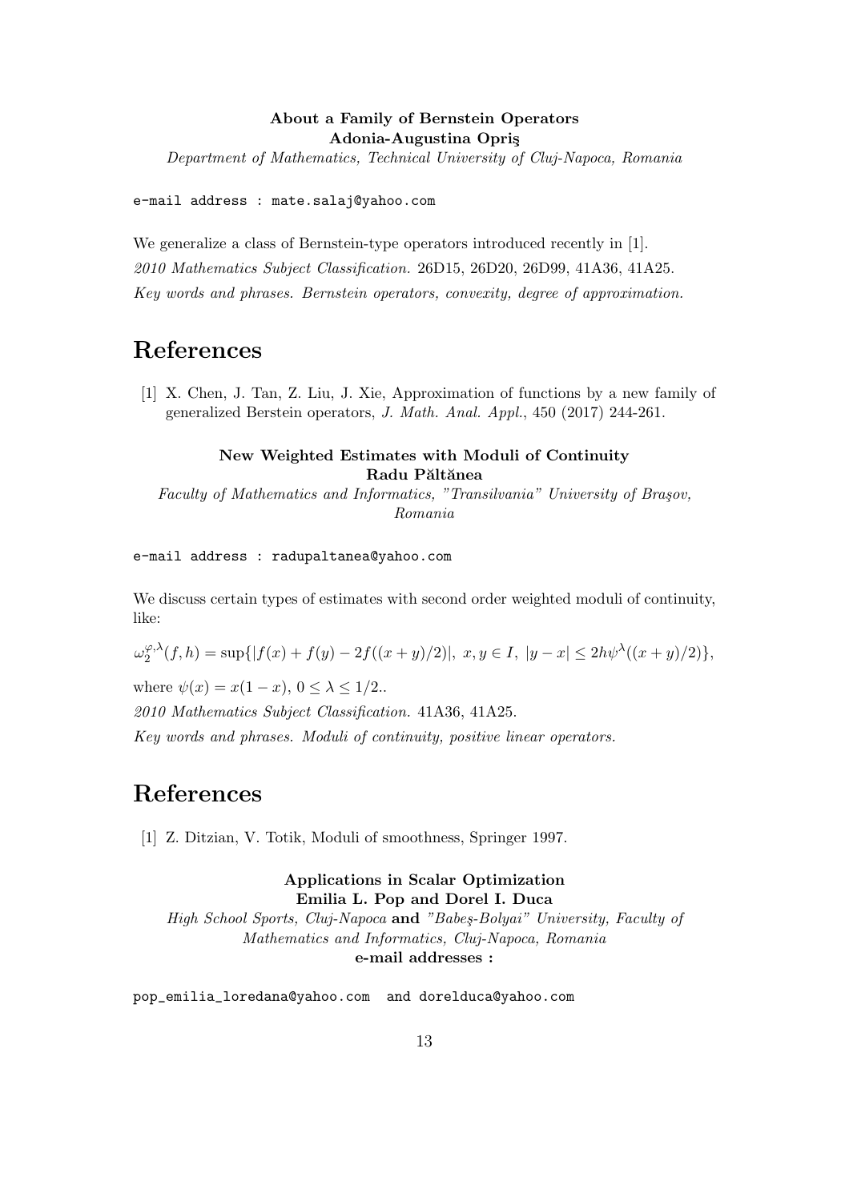**About a Family of Bernstein Operators**
**Adonia-Augustina Opriş**

*Department of Mathematics, Technical University of Cluj-Napoca, Romania*

e-mail address : mate.salaj@yahoo.com

We generalize a class of Bernstein-type operators introduced recently in [1].

*2010 Mathematics Subject Classification.* 26D15, 26D20, 26D99, 41A36, 41A25.

*Key words and phrases. Bernstein operators, convexity, degree of approximation.*

# References

[1] X. Chen, J. Tan, Z. Liu, J. Xie, Approximation of functions by a new family of generalized Berstein operators, *J. Math. Anal. Appl.*, 450 (2017) 244-261.

**New Weighted Estimates with Moduli of Continuity**
**Radu Păltănea**

*Faculty of Mathematics and Informatics, "Transilvania" University of Braşov, Romania*

e-mail address : radupaltanea@yahoo.com

We discuss certain types of estimates with second order weighted moduli of continuity, like:

$$\omega_2^{\varphi,\lambda}(f,h) = \sup\{|f(x) + f(y) - 2f((x+y)/2)|,\ x, y \in I,\ |y - x| \le 2h\psi^{\lambda}((x+y)/2)\},$$

where $\psi(x) = x(1-x)$, $0 \le \lambda \le 1/2$..

*2010 Mathematics Subject Classification.* 41A36, 41A25.

*Key words and phrases. Moduli of continuity, positive linear operators.*

# References

[1] Z. Ditzian, V. Totik, Moduli of smoothness, Springer 1997.

**Applications in Scalar Optimization**
**Emilia L. Pop and Dorel I. Duca**

*High School Sports, Cluj-Napoca* **and** *"Babeş-Bolyai" University, Faculty of Mathematics and Informatics, Cluj-Napoca, Romania*

**e-mail addresses :**

pop_emilia_loredana@yahoo.com and dorelduca@yahoo.com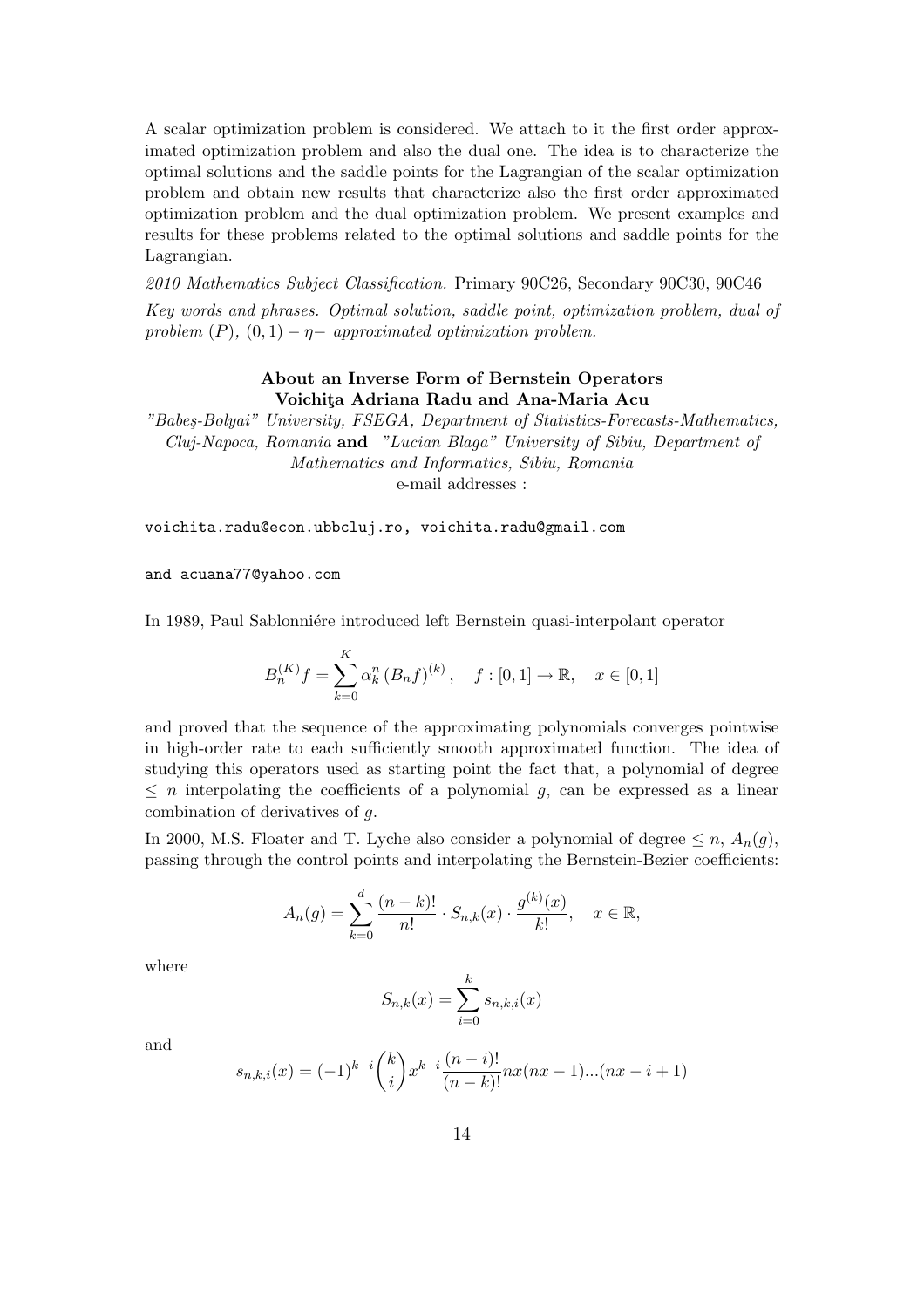A scalar optimization problem is considered. We attach to it the first order approximated optimization problem and also the dual one. The idea is to characterize the optimal solutions and the saddle points for the Lagrangian of the scalar optimization problem and obtain new results that characterize also the first order approximated optimization problem and the dual optimization problem. We present examples and results for these problems related to the optimal solutions and saddle points for the Lagrangian.

*2010 Mathematics Subject Classification.* Primary 90C26, Secondary 90C30, 90C46

*Key words and phrases. Optimal solution, saddle point, optimization problem, dual of problem $(P)$, $(0,1)-\eta-$ approximated optimization problem.*

### About an Inverse Form of Bernstein Operators

**Voichiţa Adriana Radu and Ana-Maria Acu**

*"Babeş-Bolyai" University, FSEGA, Department of Statistics-Forecasts-Mathematics, Cluj-Napoca, Romania* **and** *"Lucian Blaga" University of Sibiu, Department of Mathematics and Informatics, Sibiu, Romania*

e-mail addresses :

voichita.radu@econ.ubbcluj.ro, voichita.radu@gmail.com

and acuana77@yahoo.com

In 1989, Paul Sablonniére introduced left Bernstein quasi-interpolant operator

$$B_n^{(K)}f = \sum_{k=0}^{K} \alpha_k^n \left(B_n f\right)^{(k)}, \quad f:[0,1]\to\mathbb{R}, \quad x\in[0,1]$$

and proved that the sequence of the approximating polynomials converges pointwise in high-order rate to each sufficiently smooth approximated function. The idea of studying this operators used as starting point the fact that, a polynomial of degree $\leq n$ interpolating the coefficients of a polynomial $g$, can be expressed as a linear combination of derivatives of $g$.

In 2000, M.S. Floater and T. Lyche also consider a polynomial of degree $\leq n$, $A_n(g)$, passing through the control points and interpolating the Bernstein-Bezier coefficients:

$$A_n(g) = \sum_{k=0}^{d} \frac{(n-k)!}{n!} \cdot S_{n,k}(x) \cdot \frac{g^{(k)}(x)}{k!}, \quad x\in\mathbb{R},$$

where

$$S_{n,k}(x) = \sum_{i=0}^{k} s_{n,k,i}(x)$$

and

$$s_{n,k,i}(x) = (-1)^{k-i}\binom{k}{i} x^{k-i}\frac{(n-i)!}{(n-k)!} nx(nx-1)...(nx-i+1)$$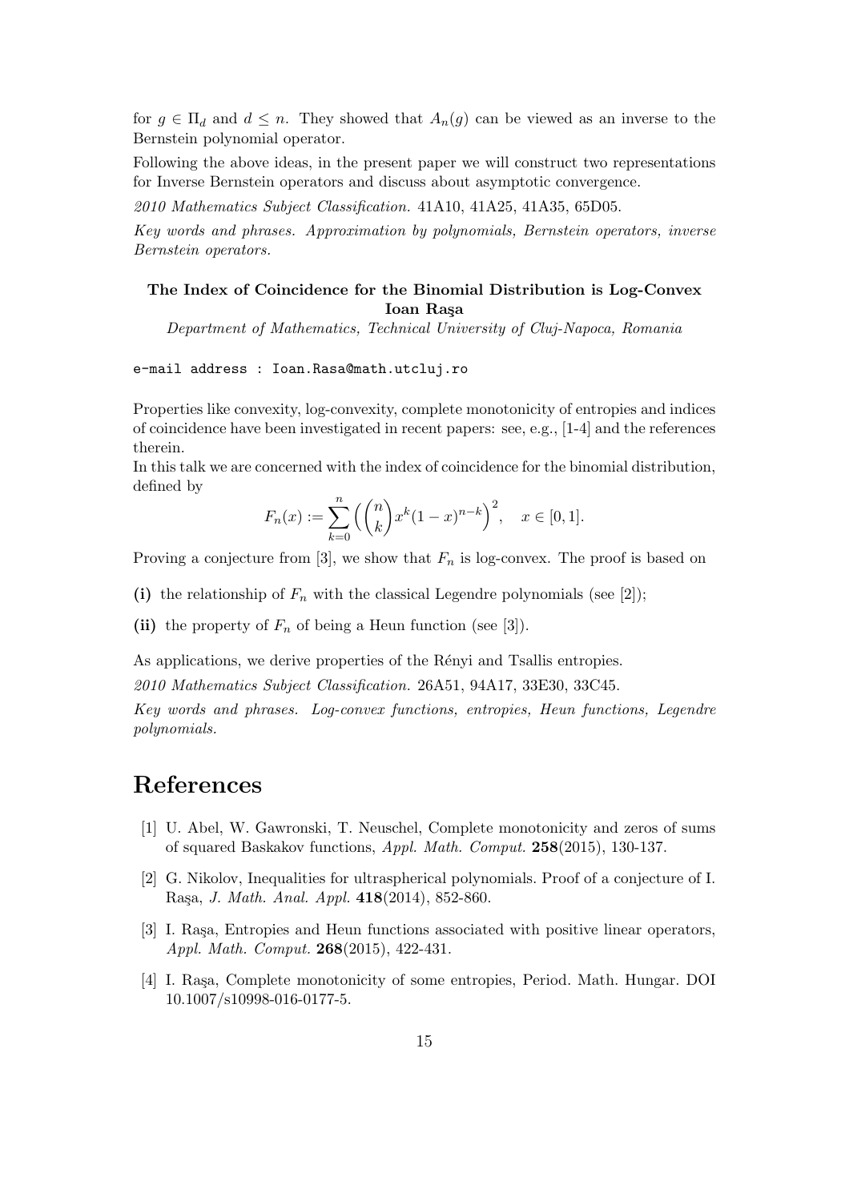for $g \in \Pi_d$ and $d \leq n$. They showed that $A_n(g)$ can be viewed as an inverse to the Bernstein polynomial operator.

Following the above ideas, in the present paper we will construct two representations for Inverse Bernstein operators and discuss about asymptotic convergence.

*2010 Mathematics Subject Classification.* 41A10, 41A25, 41A35, 65D05.

*Key words and phrases. Approximation by polynomials, Bernstein operators, inverse Bernstein operators.*

### The Index of Coincidence for the Binomial Distribution is Log-Convex

**Ioan Raşa**

*Department of Mathematics, Technical University of Cluj-Napoca, Romania*

`e-mail address : Ioan.Rasa@math.utcluj.ro`

Properties like convexity, log-convexity, complete monotonicity of entropies and indices of coincidence have been investigated in recent papers: see, e.g., [1-4] and the references therein.

In this talk we are concerned with the index of coincidence for the binomial distribution, defined by

$$F_n(x) := \sum_{k=0}^{n} \Big( \binom{n}{k} x^k (1-x)^{n-k} \Big)^2, \quad x \in [0,1].$$

Proving a conjecture from [3], we show that $F_n$ is log-convex. The proof is based on

**(i)** the relationship of $F_n$ with the classical Legendre polynomials (see [2]);

**(ii)** the property of $F_n$ of being a Heun function (see [3]).

As applications, we derive properties of the Rényi and Tsallis entropies.

*2010 Mathematics Subject Classification.* 26A51, 94A17, 33E30, 33C45.

*Key words and phrases. Log-convex functions, entropies, Heun functions, Legendre polynomials.*

# References

[1] U. Abel, W. Gawronski, T. Neuschel, Complete monotonicity and zeros of sums of squared Baskakov functions, *Appl. Math. Comput.* **258**(2015), 130-137.

[2] G. Nikolov, Inequalities for ultraspherical polynomials. Proof of a conjecture of I. Raşa, *J. Math. Anal. Appl.* **418**(2014), 852-860.

[3] I. Raşa, Entropies and Heun functions associated with positive linear operators, *Appl. Math. Comput.* **268**(2015), 422-431.

[4] I. Raşa, Complete monotonicity of some entropies, Period. Math. Hungar. DOI 10.1007/s10998-016-0177-5.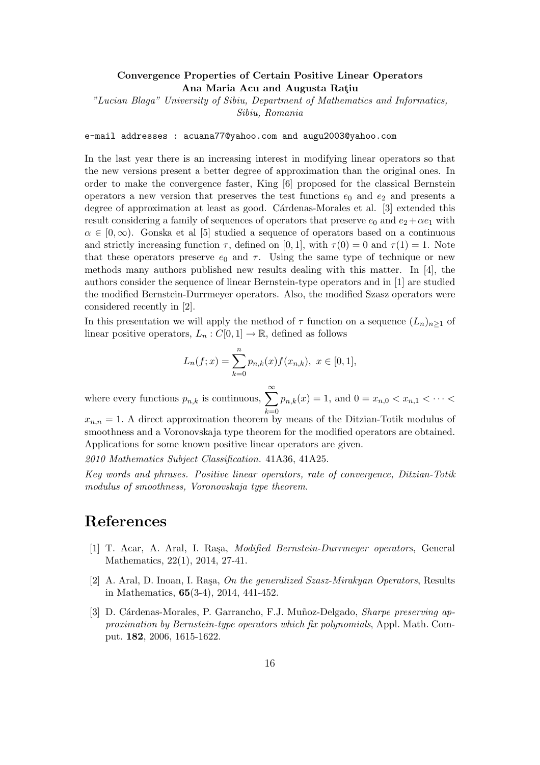**Convergence Properties of Certain Positive Linear Operators**
**Ana Maria Acu and Augusta Raţiu**

*"Lucian Blaga" University of Sibiu, Department of Mathematics and Informatics, Sibiu, Romania*

e-mail addresses : acuana77@yahoo.com and augu2003@yahoo.com

In the last year there is an increasing interest in modifying linear operators so that the new versions present a better degree of approximation than the original ones. In order to make the convergence faster, King [6] proposed for the classical Bernstein operators a new version that preserves the test functions $e_0$ and $e_2$ and presents a degree of approximation at least as good. Cárdenas-Morales et al. [3] extended this result considering a family of sequences of operators that preserve $e_0$ and $e_2 + \alpha e_1$ with $\alpha \in [0, \infty)$. Gonska et al [5] studied a sequence of operators based on a continuous and strictly increasing function $\tau$, defined on $[0, 1]$, with $\tau(0) = 0$ and $\tau(1) = 1$. Note that these operators preserve $e_0$ and $\tau$. Using the same type of technique or new methods many authors published new results dealing with this matter. In [4], the authors consider the sequence of linear Bernstein-type operators and in [1] are studied the modified Bernstein-Durrmeyer operators. Also, the modified Szasz operators were considered recently in [2].

In this presentation we will apply the method of $\tau$ function on a sequence $(L_n)_{n\geq 1}$ of linear positive operators, $L_n : C[0, 1] \to \mathbb{R}$, defined as follows

$$L_n(f; x) = \sum_{k=0}^{n} p_{n,k}(x) f(x_{n,k}), \ x \in [0, 1],$$

where every functions $p_{n,k}$ is continuous, $\sum_{k=0}^{\infty} p_{n,k}(x) = 1$, and $0 = x_{n,0} < x_{n,1} < \cdots < x_{n,n} = 1$. A direct approximation theorem by means of the Ditzian-Totik modulus of smoothness and a Voronovskaja type theorem for the modified operators are obtained. Applications for some known positive linear operators are given.

*2010 Mathematics Subject Classification.* 41A36, 41A25.

*Key words and phrases. Positive linear operators, rate of convergence, Ditzian-Totik modulus of smoothness, Voronovskaja type theorem.*

# References

[1] T. Acar, A. Aral, I. Raşa, *Modified Bernstein-Durrmeyer operators*, General Mathematics, 22(1), 2014, 27-41.

[2] A. Aral, D. Inoan, I. Raşa, *On the generalized Szasz-Mirakyan Operators*, Results in Mathematics, **65**(3-4), 2014, 441-452.

[3] D. Cárdenas-Morales, P. Garrancho, F.J. Muñoz-Delgado, *Sharpe preserving approximation by Bernstein-type operators which fix polynomials*, Appl. Math. Comput. **182**, 2006, 1615-1622.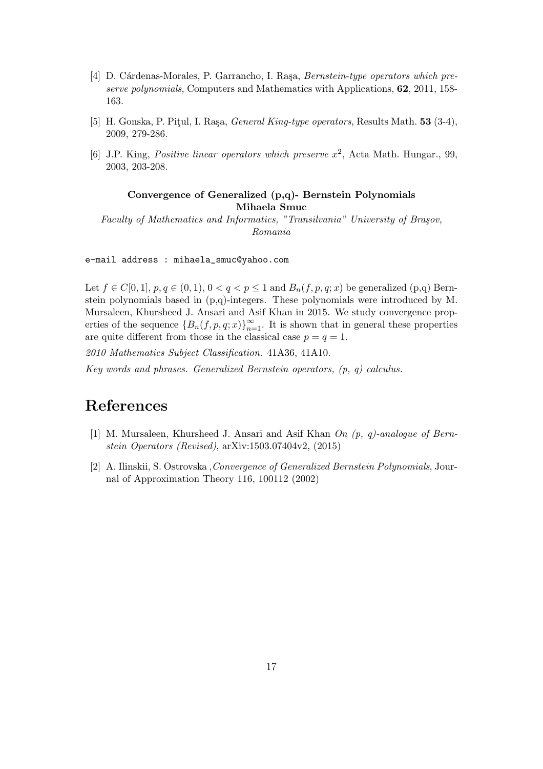[4] D. Cárdenas-Morales, P. Garrancho, I. Raşa, *Bernstein-type operators which preserve polynomials*, Computers and Mathematics with Applications, **62**, 2011, 158-163.

[5] H. Gonska, P. Piţul, I. Raşa, *General King-type operators*, Results Math. **53** (3-4), 2009, 279-286.

[6] J.P. King, *Positive linear operators which preserve $x^2$*, Acta Math. Hungar., 99, 2003, 203-208.

### Convergence of Generalized (p,q)- Bernstein Polynomials

**Mihaela Smuc**

*Faculty of Mathematics and Informatics, "Transilvania" University of Braşov, Romania*

e-mail address : mihaela_smuc@yahoo.com

Let $f \in C[0,1]$, $p, q \in (0,1)$, $0 < q < p \leq 1$ and $B_n(f, p, q; x)$ be generalized (p,q) Bernstein polynomials based in (p,q)-integers. These polynomials were introduced by M. Mursaleen, Khursheed J. Ansari and Asif Khan in 2015. We study convergence properties of the sequence $\{B_n(f, p, q; x)\}_{n=1}^{\infty}$. It is shown that in general these properties are quite different from those in the classical case $p = q = 1$.

*2010 Mathematics Subject Classification.* 41A36, 41A10.

*Key words and phrases. Generalized Bernstein operators, (p, q) calculus.*

## References

[1] M. Mursaleen, Khursheed J. Ansari and Asif Khan *On (p, q)-analogue of Bernstein Operators (Revised)*, arXiv:1503.07404v2, (2015)

[2] A. Ilinskii, S. Ostrovska ,*Convergence of Generalized Bernstein Polynomials*, Journal of Approximation Theory 116, 100112 (2002)